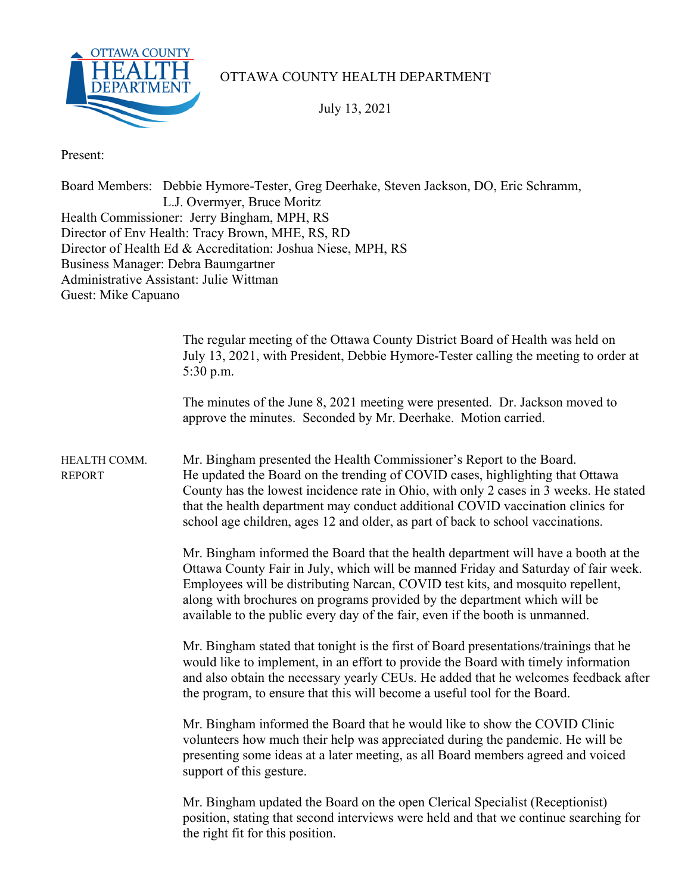# OTTAWA COUNTY HEALTH DEPARTMENT

July 13, 2021

Present:

Board Members: Debbie Hymore-Tester, Greg Deerhake, Steven Jackson, DO, Eric Schramm, L.J. Overmyer, Bruce Moritz
Health Commissioner: Jerry Bingham, MPH, RS
Director of Env Health: Tracy Brown, MHE, RS, RD
Director of Health Ed & Accreditation: Joshua Niese, MPH, RS
Business Manager: Debra Baumgartner
Administrative Assistant: Julie Wittman
Guest: Mike Capuano

The regular meeting of the Ottawa County District Board of Health was held on July 13, 2021, with President, Debbie Hymore-Tester calling the meeting to order at 5:30 p.m.

The minutes of the June 8, 2021 meeting were presented. Dr. Jackson moved to approve the minutes. Seconded by Mr. Deerhake. Motion carried.

**HEALTH COMM. REPORT**

Mr. Bingham presented the Health Commissioner's Report to the Board. He updated the Board on the trending of COVID cases, highlighting that Ottawa County has the lowest incidence rate in Ohio, with only 2 cases in 3 weeks. He stated that the health department may conduct additional COVID vaccination clinics for school age children, ages 12 and older, as part of back to school vaccinations.

Mr. Bingham informed the Board that the health department will have a booth at the Ottawa County Fair in July, which will be manned Friday and Saturday of fair week. Employees will be distributing Narcan, COVID test kits, and mosquito repellent, along with brochures on programs provided by the department which will be available to the public every day of the fair, even if the booth is unmanned.

Mr. Bingham stated that tonight is the first of Board presentations/trainings that he would like to implement, in an effort to provide the Board with timely information and also obtain the necessary yearly CEUs. He added that he welcomes feedback after the program, to ensure that this will become a useful tool for the Board.

Mr. Bingham informed the Board that he would like to show the COVID Clinic volunteers how much their help was appreciated during the pandemic. He will be presenting some ideas at a later meeting, as all Board members agreed and voiced support of this gesture.

Mr. Bingham updated the Board on the open Clerical Specialist (Receptionist) position, stating that second interviews were held and that we continue searching for the right fit for this position.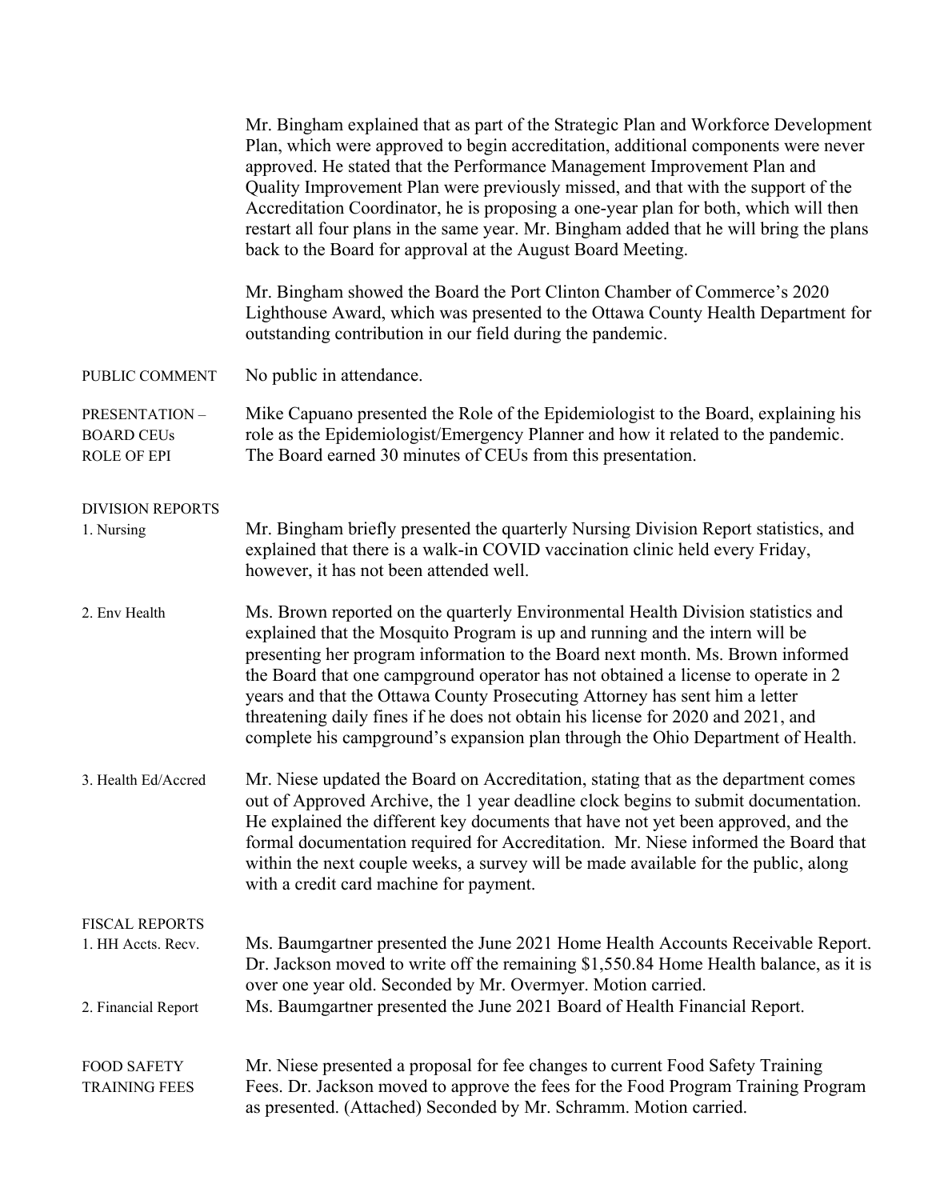Mr. Bingham explained that as part of the Strategic Plan and Workforce Development Plan, which were approved to begin accreditation, additional components were never approved. He stated that the Performance Management Improvement Plan and Quality Improvement Plan were previously missed, and that with the support of the Accreditation Coordinator, he is proposing a one-year plan for both, which will then restart all four plans in the same year. Mr. Bingham added that he will bring the plans back to the Board for approval at the August Board Meeting.

Mr. Bingham showed the Board the Port Clinton Chamber of Commerce's 2020 Lighthouse Award, which was presented to the Ottawa County Health Department for outstanding contribution in our field during the pandemic.

**PUBLIC COMMENT**

No public in attendance.

**PRESENTATION – BOARD CEUs ROLE OF EPI**

Mike Capuano presented the Role of the Epidemiologist to the Board, explaining his role as the Epidemiologist/Emergency Planner and how it related to the pandemic. The Board earned 30 minutes of CEUs from this presentation.

**DIVISION REPORTS**

**1. Nursing**

Mr. Bingham briefly presented the quarterly Nursing Division Report statistics, and explained that there is a walk-in COVID vaccination clinic held every Friday, however, it has not been attended well.

**2. Env Health**

Ms. Brown reported on the quarterly Environmental Health Division statistics and explained that the Mosquito Program is up and running and the intern will be presenting her program information to the Board next month. Ms. Brown informed the Board that one campground operator has not obtained a license to operate in 2 years and that the Ottawa County Prosecuting Attorney has sent him a letter threatening daily fines if he does not obtain his license for 2020 and 2021, and complete his campground's expansion plan through the Ohio Department of Health.

**3. Health Ed/Accred**

Mr. Niese updated the Board on Accreditation, stating that as the department comes out of Approved Archive, the 1 year deadline clock begins to submit documentation. He explained the different key documents that have not yet been approved, and the formal documentation required for Accreditation. Mr. Niese informed the Board that within the next couple weeks, a survey will be made available for the public, along with a credit card machine for payment.

**FISCAL REPORTS**

**1. HH Accts. Recv.**

Ms. Baumgartner presented the June 2021 Home Health Accounts Receivable Report. Dr. Jackson moved to write off the remaining $1,550.84 Home Health balance, as it is over one year old. Seconded by Mr. Overmyer. Motion carried.

**2. Financial Report**

Ms. Baumgartner presented the June 2021 Board of Health Financial Report.

**FOOD SAFETY TRAINING FEES**

Mr. Niese presented a proposal for fee changes to current Food Safety Training Fees. Dr. Jackson moved to approve the fees for the Food Program Training Program as presented. (Attached) Seconded by Mr. Schramm. Motion carried.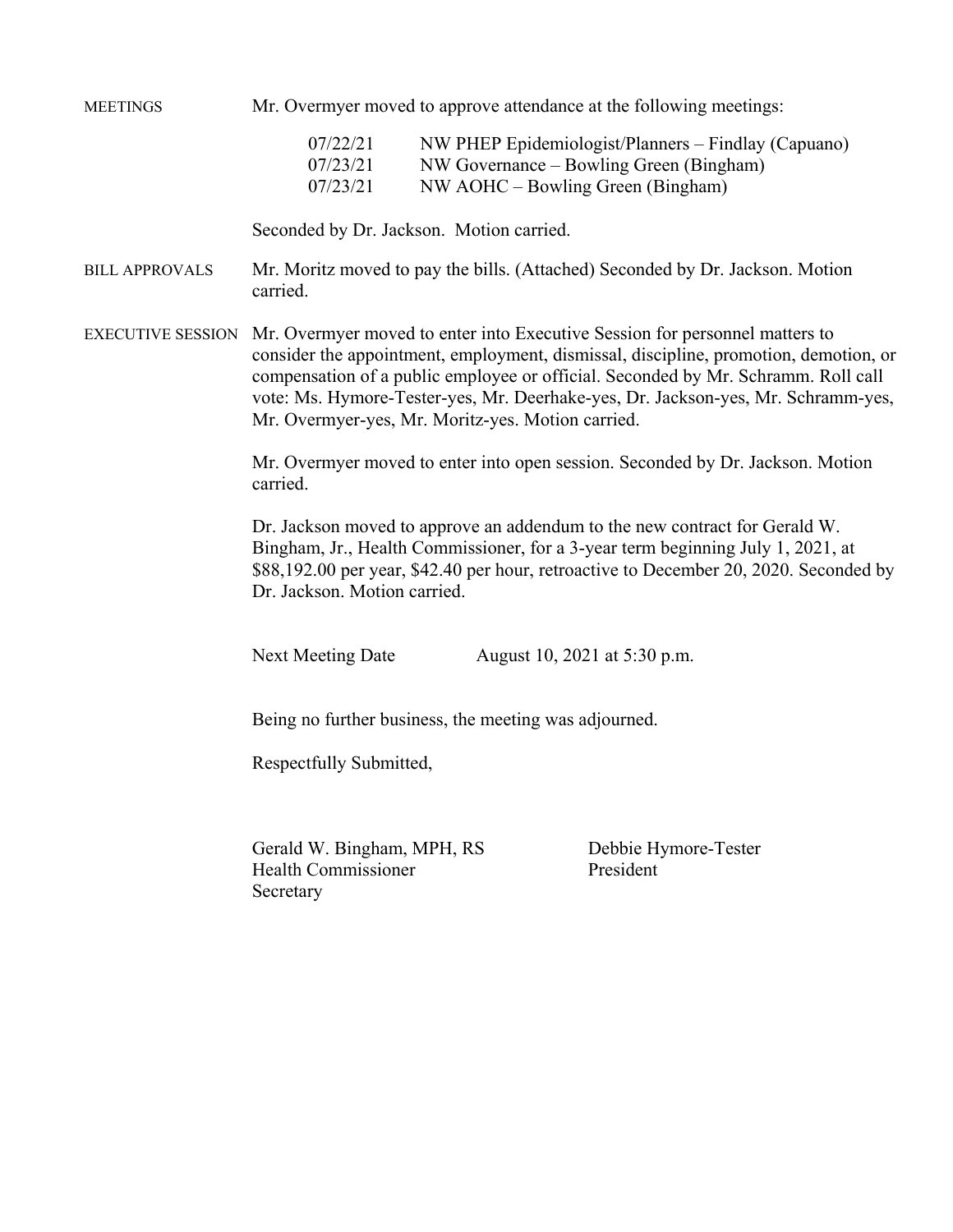**MEETINGS** Mr. Overmyer moved to approve attendance at the following meetings:

| | |
|---|---|
| 07/22/21 | NW PHEP Epidemiologist/Planners – Findlay (Capuano) |
| 07/23/21 | NW Governance – Bowling Green (Bingham) |
| 07/23/21 | NW AOHC – Bowling Green (Bingham) |

Seconded by Dr. Jackson. Motion carried.

**BILL APPROVALS** Mr. Moritz moved to pay the bills. (Attached) Seconded by Dr. Jackson. Motion carried.

**EXECUTIVE SESSION** Mr. Overmyer moved to enter into Executive Session for personnel matters to consider the appointment, employment, dismissal, discipline, promotion, demotion, or compensation of a public employee or official. Seconded by Mr. Schramm. Roll call vote: Ms. Hymore-Tester-yes, Mr. Deerhake-yes, Dr. Jackson-yes, Mr. Schramm-yes, Mr. Overmyer-yes, Mr. Moritz-yes. Motion carried.

Mr. Overmyer moved to enter into open session. Seconded by Dr. Jackson. Motion carried.

Dr. Jackson moved to approve an addendum to the new contract for Gerald W. Bingham, Jr., Health Commissioner, for a 3-year term beginning July 1, 2021, at $88,192.00 per year, $42.40 per hour, retroactive to December 20, 2020. Seconded by Dr. Jackson. Motion carried.

Next Meeting Date August 10, 2021 at 5:30 p.m.

Being no further business, the meeting was adjourned.

Respectfully Submitted,

Gerald W. Bingham, MPH, RS
Health Commissioner
Secretary

Debbie Hymore-Tester
President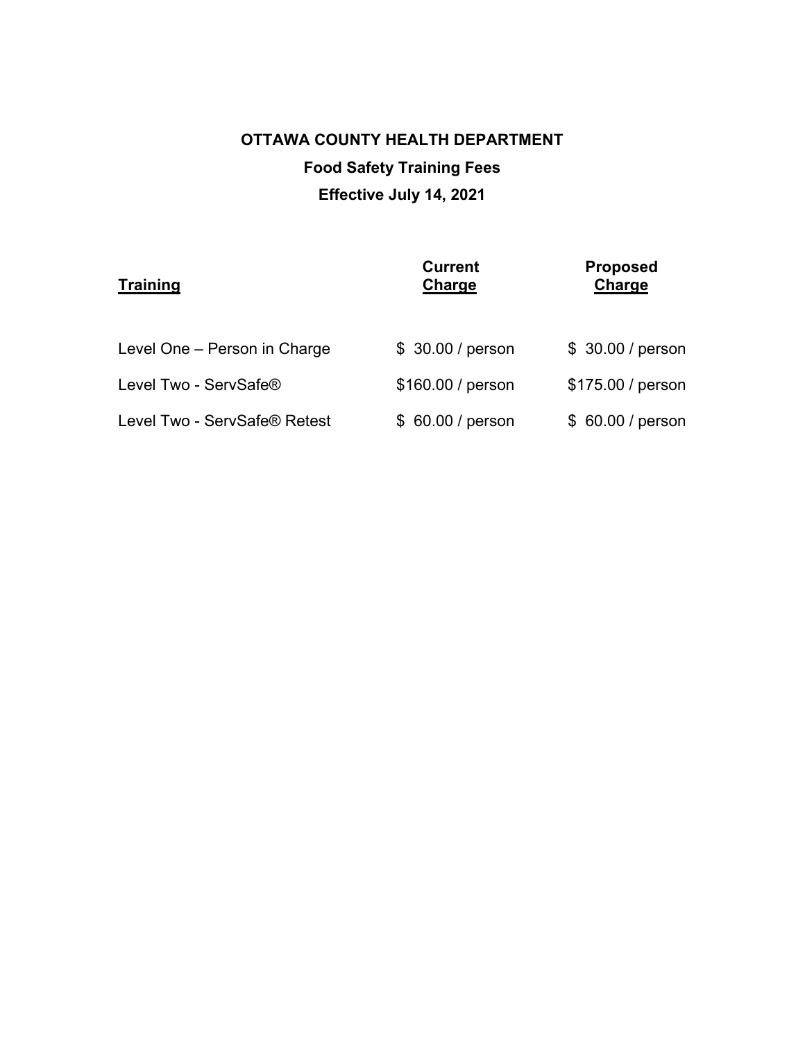**OTTAWA COUNTY HEALTH DEPARTMENT**

**Food Safety Training Fees**

**Effective July 14, 2021**

| Training | Current Charge | Proposed Charge |
|---|---|---|
| Level One – Person in Charge | $ 30.00 / person | $ 30.00 / person |
| Level Two - ServSafe® | $160.00 / person | $175.00 / person |
| Level Two - ServSafe® Retest | $ 60.00 / person | $ 60.00 / person |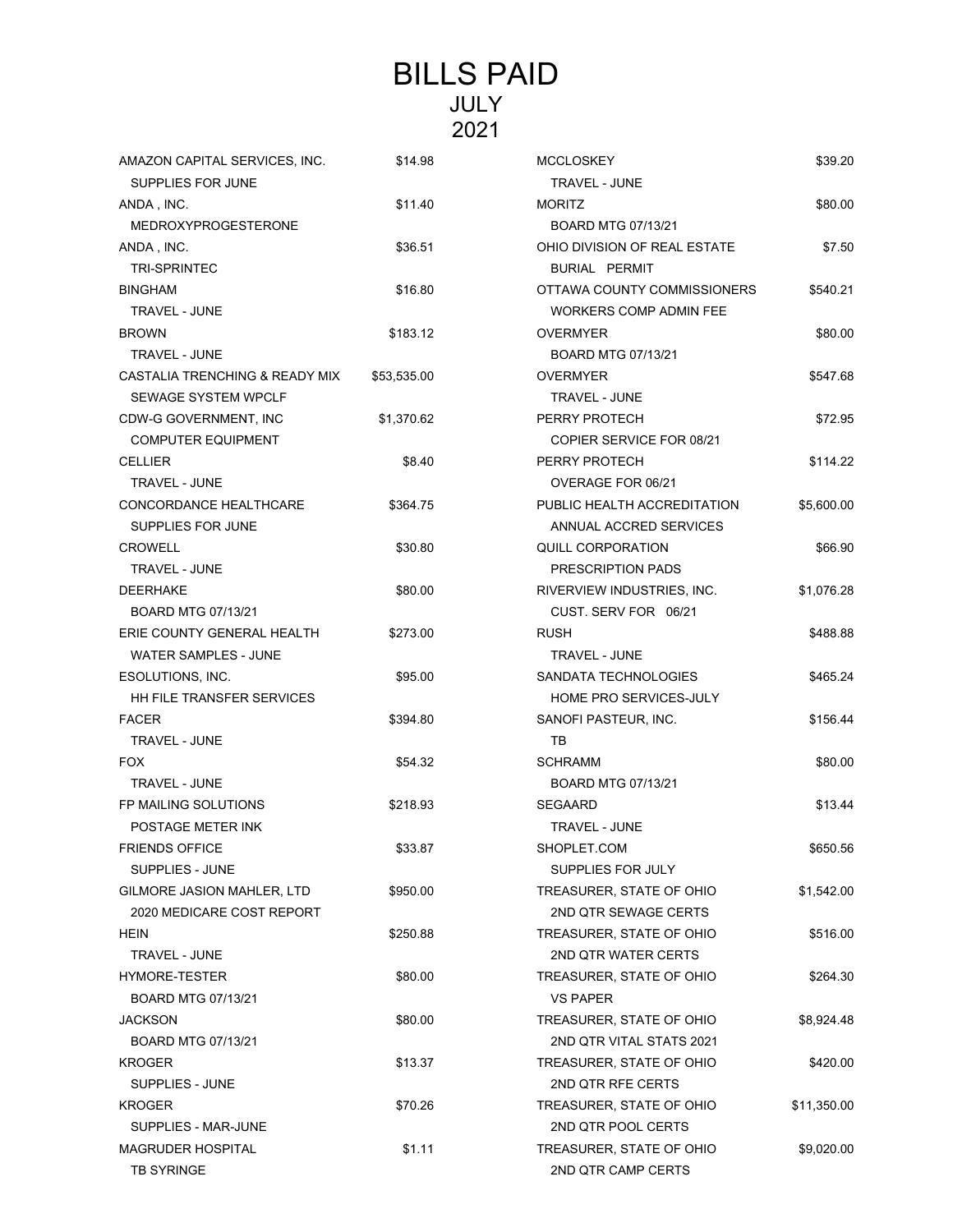# BILLS PAID
## JULY
## 2021

| Vendor / Description | Amount |
|---|---|
| AMAZON CAPITAL SERVICES, INC.<br>SUPPLIES FOR JUNE | $14.98 |
| ANDA , INC.<br>MEDROXYPROGESTERONE | $11.40 |
| ANDA , INC.<br>TRI-SPRINTEC | $36.51 |
| BINGHAM<br>TRAVEL - JUNE | $16.80 |
| BROWN<br>TRAVEL - JUNE | $183.12 |
| CASTALIA TRENCHING & READY MIX<br>SEWAGE SYSTEM WPCLF | $53,535.00 |
| CDW-G GOVERNMENT, INC<br>COMPUTER EQUIPMENT | $1,370.62 |
| CELLIER<br>TRAVEL - JUNE | $8.40 |
| CONCORDANCE HEALTHCARE<br>SUPPLIES FOR JUNE | $364.75 |
| CROWELL<br>TRAVEL - JUNE | $30.80 |
| DEERHAKE<br>BOARD MTG 07/13/21 | $80.00 |
| ERIE COUNTY GENERAL HEALTH<br>WATER SAMPLES - JUNE | $273.00 |
| ESOLUTIONS, INC.<br>HH FILE TRANSFER SERVICES | $95.00 |
| FACER<br>TRAVEL - JUNE | $394.80 |
| FOX<br>TRAVEL - JUNE | $54.32 |
| FP MAILING SOLUTIONS<br>POSTAGE METER INK | $218.93 |
| FRIENDS OFFICE<br>SUPPLIES - JUNE | $33.87 |
| GILMORE JASION MAHLER, LTD<br>2020 MEDICARE COST REPORT | $950.00 |
| HEIN<br>TRAVEL - JUNE | $250.88 |
| HYMORE-TESTER<br>BOARD MTG 07/13/21 | $80.00 |
| JACKSON<br>BOARD MTG 07/13/21 | $80.00 |
| KROGER<br>SUPPLIES - JUNE | $13.37 |
| KROGER<br>SUPPLIES - MAR-JUNE | $70.26 |
| MAGRUDER HOSPITAL<br>TB SYRINGE | $1.11 |
| MCCLOSKEY<br>TRAVEL - JUNE | $39.20 |
| MORITZ<br>BOARD MTG 07/13/21 | $80.00 |
| OHIO DIVISION OF REAL ESTATE<br>BURIAL PERMIT | $7.50 |
| OTTAWA COUNTY COMMISSIONERS<br>WORKERS COMP ADMIN FEE | $540.21 |
| OVERMYER<br>BOARD MTG 07/13/21 | $80.00 |
| OVERMYER<br>TRAVEL - JUNE | $547.68 |
| PERRY PROTECH<br>COPIER SERVICE FOR 08/21 | $72.95 |
| PERRY PROTECH<br>OVERAGE FOR 06/21 | $114.22 |
| PUBLIC HEALTH ACCREDITATION<br>ANNUAL ACCRED SERVICES | $5,600.00 |
| QUILL CORPORATION<br>PRESCRIPTION PADS | $66.90 |
| RIVERVIEW INDUSTRIES, INC.<br>CUST. SERV FOR 06/21 | $1,076.28 |
| RUSH<br>TRAVEL - JUNE | $488.88 |
| SANDATA TECHNOLOGIES<br>HOME PRO SERVICES-JULY | $465.24 |
| SANOFI PASTEUR, INC.<br>TB | $156.44 |
| SCHRAMM<br>BOARD MTG 07/13/21 | $80.00 |
| SEGAARD<br>TRAVEL - JUNE | $13.44 |
| SHOPLET.COM<br>SUPPLIES FOR JULY | $650.56 |
| TREASURER, STATE OF OHIO<br>2ND QTR SEWAGE CERTS | $1,542.00 |
| TREASURER, STATE OF OHIO<br>2ND QTR WATER CERTS | $516.00 |
| TREASURER, STATE OF OHIO<br>VS PAPER | $264.30 |
| TREASURER, STATE OF OHIO<br>2ND QTR VITAL STATS 2021 | $8,924.48 |
| TREASURER, STATE OF OHIO<br>2ND QTR RFE CERTS | $420.00 |
| TREASURER, STATE OF OHIO<br>2ND QTR POOL CERTS | $11,350.00 |
| TREASURER, STATE OF OHIO<br>2ND QTR CAMP CERTS | $9,020.00 |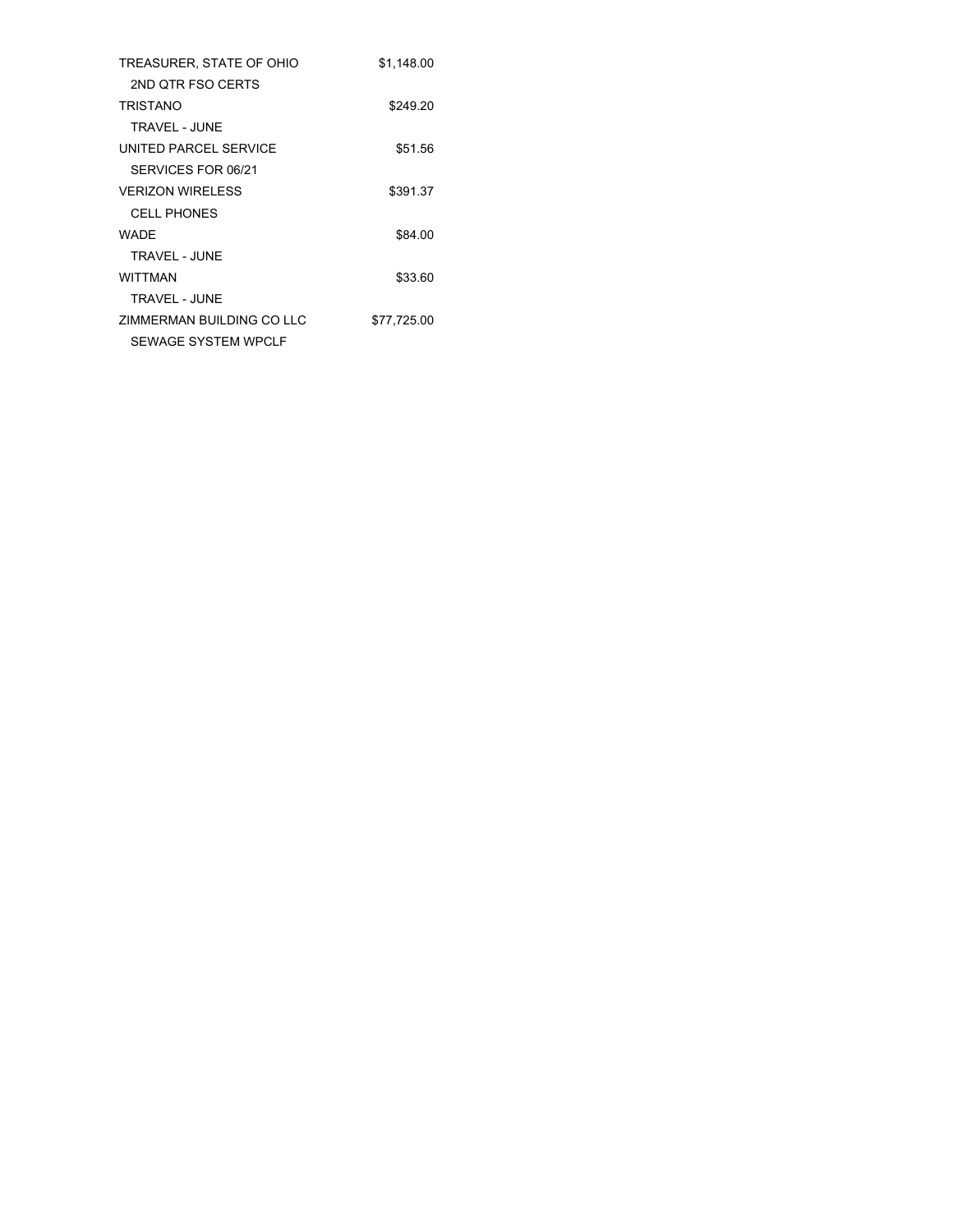| | |
|---|---|
| TREASURER, STATE OF OHIO | $1,148.00 |
| 2ND QTR FSO CERTS | |
| TRISTANO | $249.20 |
| TRAVEL - JUNE | |
| UNITED PARCEL SERVICE | $51.56 |
| SERVICES FOR 06/21 | |
| VERIZON WIRELESS | $391.37 |
| CELL PHONES | |
| WADE | $84.00 |
| TRAVEL - JUNE | |
| WITTMAN | $33.60 |
| TRAVEL - JUNE | |
| ZIMMERMAN BUILDING CO LLC | $77,725.00 |
| SEWAGE SYSTEM WPCLF | |